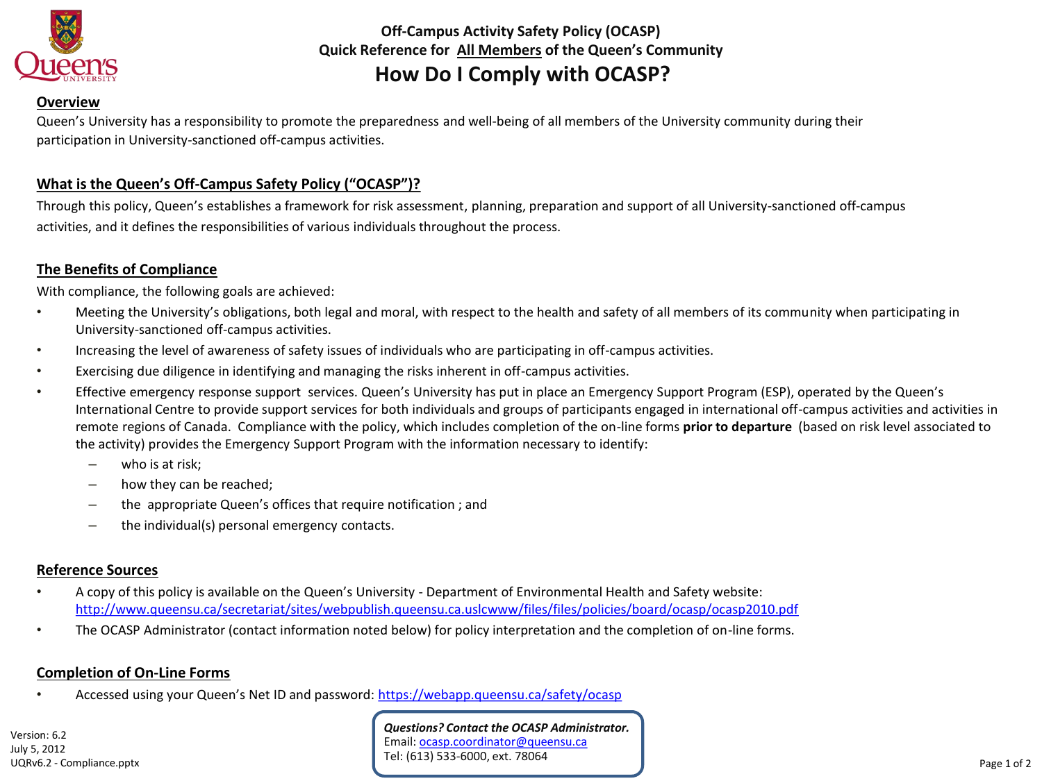**Off-Campus Activity Safety Policy (OCASP)**
**Quick Reference for All Members of the Queen's Community**

# How Do I Comply with OCASP?

## Overview

Queen's University has a responsibility to promote the preparedness and well-being of all members of the University community during their participation in University-sanctioned off-campus activities.

## What is the Queen's Off-Campus Safety Policy ("OCASP")?

Through this policy, Queen's establishes a framework for risk assessment, planning, preparation and support of all University-sanctioned off-campus activities, and it defines the responsibilities of various individuals throughout the process.

## The Benefits of Compliance

With compliance, the following goals are achieved:

- Meeting the University's obligations, both legal and moral, with respect to the health and safety of all members of its community when participating in University-sanctioned off-campus activities.
- Increasing the level of awareness of safety issues of individuals who are participating in off-campus activities.
- Exercising due diligence in identifying and managing the risks inherent in off-campus activities.
- Effective emergency response support services. Queen's University has put in place an Emergency Support Program (ESP), operated by the Queen's International Centre to provide support services for both individuals and groups of participants engaged in international off-campus activities and activities in remote regions of Canada. Compliance with the policy, which includes completion of the on-line forms **prior to departure** (based on risk level associated to the activity) provides the Emergency Support Program with the information necessary to identify:
  - who is at risk;
  - how they can be reached;
  - the appropriate Queen's offices that require notification ; and
  - the individual(s) personal emergency contacts.

## Reference Sources

- A copy of this policy is available on the Queen's University - Department of Environmental Health and Safety website: http://www.queensu.ca/secretariat/sites/webpublish.queensu.ca.uslcwww/files/files/policies/board/ocasp/ocasp2010.pdf
- The OCASP Administrator (contact information noted below) for policy interpretation and the completion of on-line forms.

## Completion of On-Line Forms

- Accessed using your Queen's Net ID and password: https://webapp.queensu.ca/safety/ocasp

***Questions? Contact the OCASP Administrator.***
Email: ocasp.coordinator@queensu.ca
Tel: (613) 533-6000, ext. 78064

Version: 6.2
July 5, 2012
UQRv6.2 - Compliance.pptx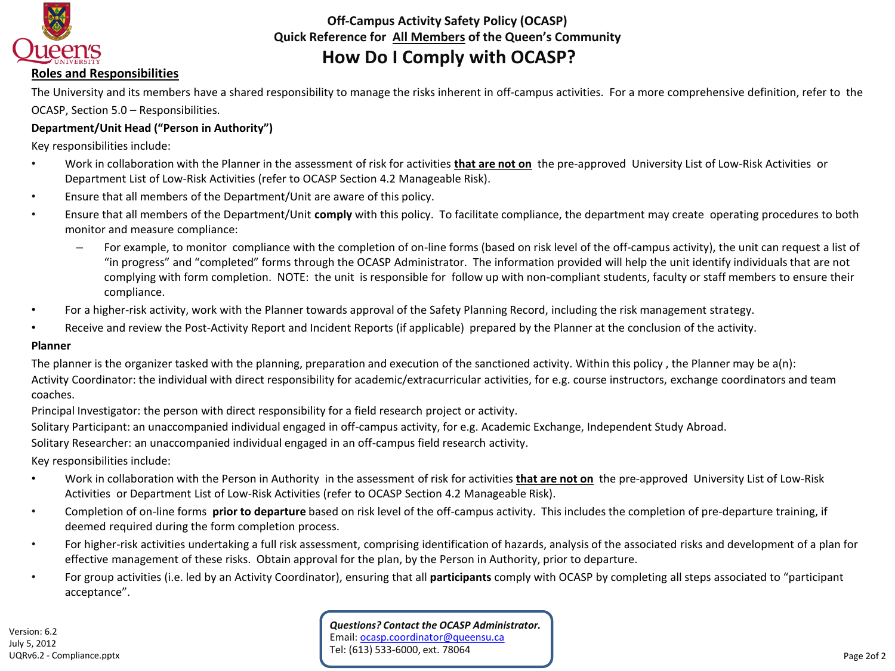**Off-Campus Activity Safety Policy (OCASP)**
**Quick Reference for All Members of the Queen's Community**

# How Do I Comply with OCASP?

## Roles and Responsibilities

The University and its members have a shared responsibility to manage the risks inherent in off-campus activities. For a more comprehensive definition, refer to the OCASP, Section 5.0 – Responsibilities.

**Department/Unit Head ("Person in Authority")**

Key responsibilities include:

- Work in collaboration with the Planner in the assessment of risk for activities **that are not on** the pre-approved University List of Low-Risk Activities or Department List of Low-Risk Activities (refer to OCASP Section 4.2 Manageable Risk).
- Ensure that all members of the Department/Unit are aware of this policy.
- Ensure that all members of the Department/Unit **comply** with this policy. To facilitate compliance, the department may create operating procedures to both monitor and measure compliance:
  - For example, to monitor compliance with the completion of on-line forms (based on risk level of the off-campus activity), the unit can request a list of "in progress" and "completed" forms through the OCASP Administrator. The information provided will help the unit identify individuals that are not complying with form completion. NOTE: the unit is responsible for follow up with non-compliant students, faculty or staff members to ensure their compliance.
- For a higher-risk activity, work with the Planner towards approval of the Safety Planning Record, including the risk management strategy.
- Receive and review the Post-Activity Report and Incident Reports (if applicable) prepared by the Planner at the conclusion of the activity.

**Planner**

The planner is the organizer tasked with the planning, preparation and execution of the sanctioned activity. Within this policy , the Planner may be a(n):

Activity Coordinator: the individual with direct responsibility for academic/extracurricular activities, for e.g. course instructors, exchange coordinators and team coaches.

Principal Investigator: the person with direct responsibility for a field research project or activity.

Solitary Participant: an unaccompanied individual engaged in off-campus activity, for e.g. Academic Exchange, Independent Study Abroad.

Solitary Researcher: an unaccompanied individual engaged in an off-campus field research activity.

Key responsibilities include:

- Work in collaboration with the Person in Authority in the assessment of risk for activities **that are not on** the pre-approved University List of Low-Risk Activities or Department List of Low-Risk Activities (refer to OCASP Section 4.2 Manageable Risk).
- Completion of on-line forms **prior to departure** based on risk level of the off-campus activity. This includes the completion of pre-departure training, if deemed required during the form completion process.
- For higher-risk activities undertaking a full risk assessment, comprising identification of hazards, analysis of the associated risks and development of a plan for effective management of these risks. Obtain approval for the plan, by the Person in Authority, prior to departure.
- For group activities (i.e. led by an Activity Coordinator), ensuring that all **participants** comply with OCASP by completing all steps associated to "participant acceptance".

***Questions? Contact the OCASP Administrator.***
Email: ocasp.coordinator@queensu.ca
Tel: (613) 533-6000, ext. 78064

Version: 6.2
July 5, 2012
UQRv6.2 - Compliance.pptx